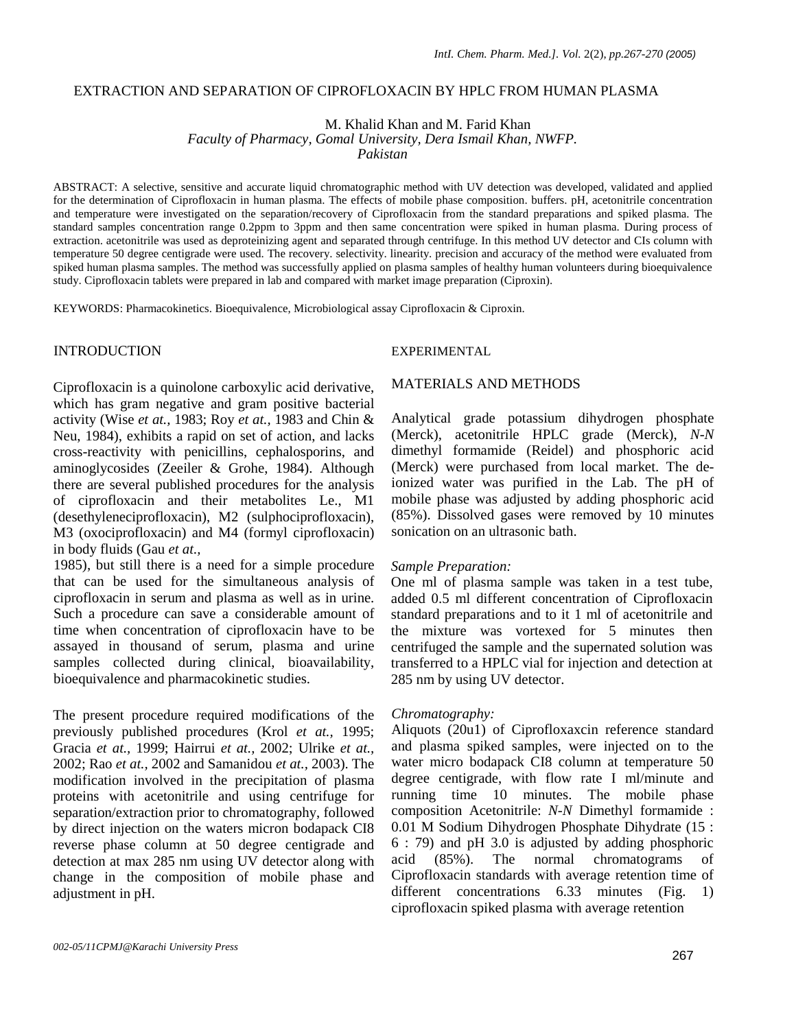# EXTRACTION AND SEPARATION OF CIPROFLOXACIN BY HPLC FROM HUMAN PLASMA

M. Khalid Khan and M. Farid Khan
*Faculty of Pharmacy, Gomal University, Dera Ismail Khan, NWFP. Pakistan*

ABSTRACT: A selective, sensitive and accurate liquid chromatographic method with UV detection was developed, validated and applied for the determination of Ciprofloxacin in human plasma. The effects of mobile phase composition. buffers. pH, acetonitrile concentration and temperature were investigated on the separation/recovery of Ciprofloxacin from the standard preparations and spiked plasma. The standard samples concentration range 0.2ppm to 3ppm and then same concentration were spiked in human plasma. During process of extraction. acetonitrile was used as deproteinizing agent and separated through centrifuge. In this method UV detector and CIs column with temperature 50 degree centigrade were used. The recovery. selectivity. linearity. precision and accuracy of the method were evaluated from spiked human plasma samples. The method was successfully applied on plasma samples of healthy human volunteers during bioequivalence study. Ciprofloxacin tablets were prepared in lab and compared with market image preparation (Ciproxin).

KEYWORDS: Pharmacokinetics. Bioequivalence, Microbiological assay Ciprofloxacin & Ciproxin.

## INTRODUCTION

Ciprofloxacin is a quinolone carboxylic acid derivative, which has gram negative and gram positive bacterial activity (Wise *et at.*, 1983; Roy *et at.*, 1983 and Chin & Neu, 1984), exhibits a rapid on set of action, and lacks cross-reactivity with penicillins, cephalosporins, and aminoglycosides (Zeeiler & Grohe, 1984). Although there are several published procedures for the analysis of ciprofloxacin and their metabolites Le., M1 (desethyleneciprofloxacin), M2 (sulphociprofloxacin), M3 (oxociprofloxacin) and M4 (formyl ciprofloxacin) in body fluids (Gau *et at.*, 1985), but still there is a need for a simple procedure that can be used for the simultaneous analysis of ciprofloxacin in serum and plasma as well as in urine. Such a procedure can save a considerable amount of time when concentration of ciprofloxacin have to be assayed in thousand of serum, plasma and urine samples collected during clinical, bioavailability, bioequivalence and pharmacokinetic studies.

The present procedure required modifications of the previously published procedures (Krol *et at.*, 1995; Gracia *et at.*, 1999; Hairrui *et at.*, 2002; Ulrike *et at.*, 2002; Rao *et at.*, 2002 and Samanidou *et at.*, 2003). The modification involved in the precipitation of plasma proteins with acetonitrile and using centrifuge for separation/extraction prior to chromatography, followed by direct injection on the waters micron bodapack CI8 reverse phase column at 50 degree centigrade and detection at max 285 nm using UV detector along with change in the composition of mobile phase and adjustment in pH.

## EXPERIMENTAL

## MATERIALS AND METHODS

Analytical grade potassium dihydrogen phosphate (Merck), acetonitrile HPLC grade (Merck), *N-N* dimethyl formamide (Reidel) and phosphoric acid (Merck) were purchased from local market. The de-ionized water was purified in the Lab. The pH of mobile phase was adjusted by adding phosphoric acid (85%). Dissolved gases were removed by 10 minutes sonication on an ultrasonic bath.

*Sample Preparation:*
One ml of plasma sample was taken in a test tube, added 0.5 ml different concentration of Ciprofloxacin standard preparations and to it 1 ml of acetonitrile and the mixture was vortexed for 5 minutes then centrifuged the sample and the supernated solution was transferred to a HPLC vial for injection and detection at 285 nm by using UV detector.

*Chromatography:*
Aliquots (20u1) of Ciprofloxaxcin reference standard and plasma spiked samples, were injected on to the water micro bodapack CI8 column at temperature 50 degree centigrade, with flow rate I ml/minute and running time 10 minutes. The mobile phase composition Acetonitrile: *N-N* Dimethyl formamide : 0.01 M Sodium Dihydrogen Phosphate Dihydrate (15 : 6 : 79) and pH 3.0 is adjusted by adding phosphoric acid (85%). The normal chromatograms of Ciprofloxacin standards with average retention time of different concentrations 6.33 minutes (Fig. 1) ciprofloxacin spiked plasma with average retention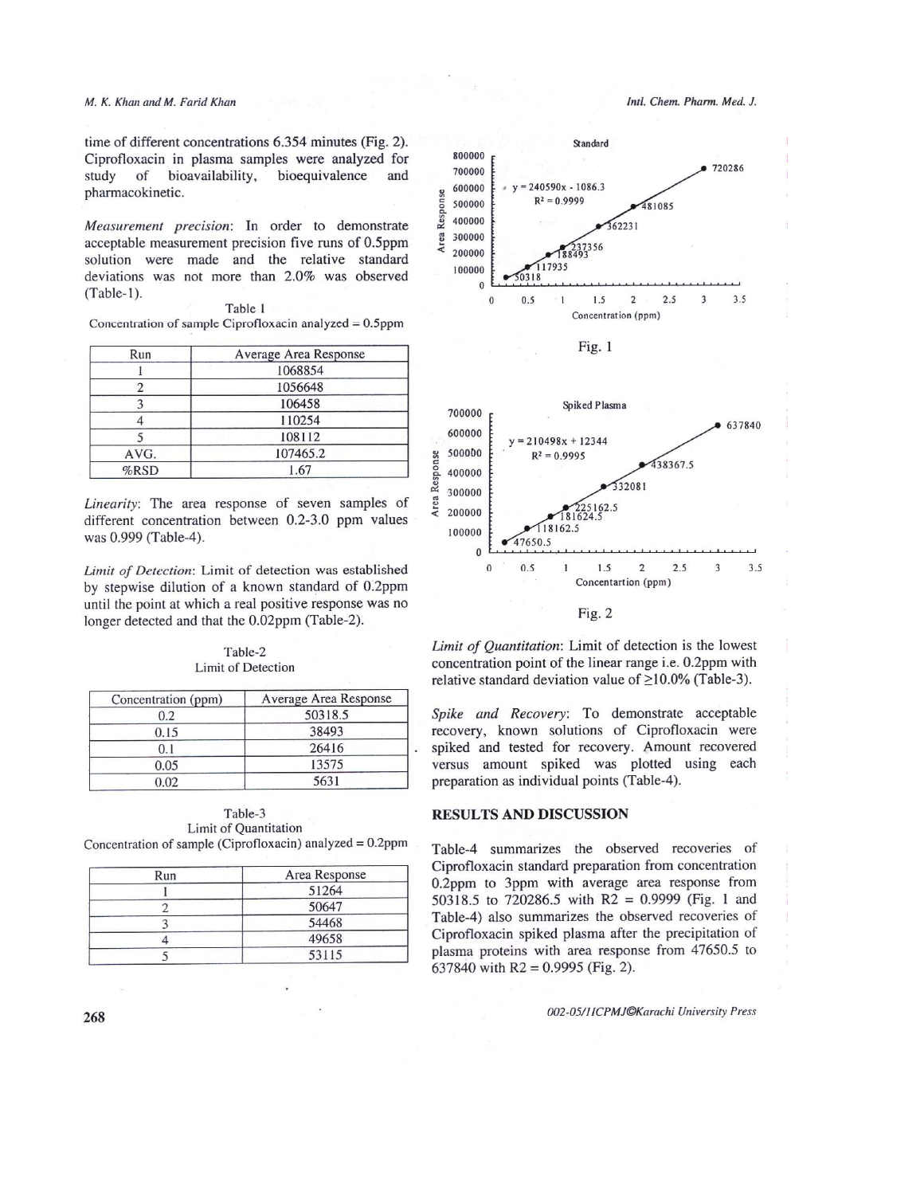time of different concentrations 6.354 minutes (Fig. 2). Ciprofloxacin in plasma samples were analyzed for study of bioavailability, bioequivalence and pharmacokinetic.

*Measurement precision*: In order to demonstrate acceptable measurement precision five runs of 0.5ppm solution were made and the relative standard deviations was not more than 2.0% was observed (Table-1).

Table 1

Concentration of sample Ciprofloxacin analyzed = 0.5ppm

| Run | Average Area Response |
|---|---|
| 1 | 1068854 |
| 2 | 1056648 |
| 3 | 106458 |
| 4 | 110254 |
| 5 | 108112 |
| AVG. | 107465.2 |
| %RSD | 1.67 |

*Linearity*: The area response of seven samples of different concentration between 0.2-3.0 ppm values was 0.999 (Table-4).

*Limit of Detection*: Limit of detection was established by stepwise dilution of a known standard of 0.2ppm until the point at which a real positive response was no longer detected and that the 0.02ppm (Table-2).

Table-2

Limit of Detection

| Concentration (ppm) | Average Area Response |
|---|---|
| 0.2 | 50318.5 |
| 0.15 | 38493 |
| 0.1 | 26416 |
| 0.05 | 13575 |
| 0.02 | 5631 |

Table-3

Limit of Quantitation

Concentration of sample (Ciprofloxacin) analyzed = 0.2ppm

| Run | Area Response |
|---|---|
| 1 | 51264 |
| 2 | 50647 |
| 3 | 54468 |
| 4 | 49658 |
| 5 | 53115 |

Standard

$y = 240590x - 1086.3$
$R^2 = 0.9999$

Fig. 1

Spiked Plasma

$y = 210498x + 12344$
$R^2 = 0.9995$

Fig. 2

*Limit of Quantitation*: Limit of detection is the lowest concentration point of the linear range i.e. 0.2ppm with relative standard deviation value of ≥10.0% (Table-3).

*Spike and Recovery*: To demonstrate acceptable recovery, known solutions of Ciprofloxacin were spiked and tested for recovery. Amount recovered versus amount spiked was plotted using each preparation as individual points (Table-4).

## RESULTS AND DISCUSSION

Table-4 summarizes the observed recoveries of Ciprofloxacin standard preparation from concentration 0.2ppm to 3ppm with average area response from 50318.5 to 720286.5 with R2 = 0.9999 (Fig. 1 and Table-4) also summarizes the observed recoveries of Ciprofloxacin spiked plasma after the precipitation of plasma proteins with area response from 47650.5 to 637840 with R2 = 0.9995 (Fig. 2).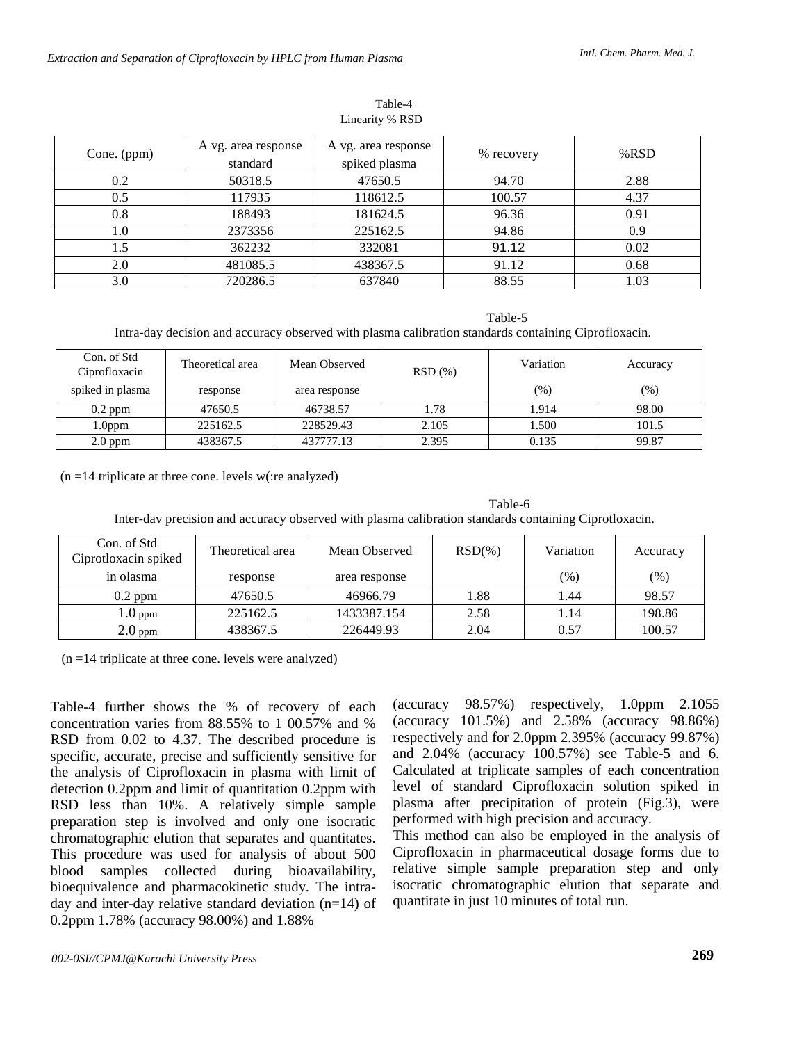Table-4
Linearity % RSD

| Cone. (ppm) | A vg. area response standard | A vg. area response spiked plasma | % recovery | %RSD |
|---|---|---|---|---|
| 0.2 | 50318.5 | 47650.5 | 94.70 | 2.88 |
| 0.5 | 117935 | 118612.5 | 100.57 | 4.37 |
| 0.8 | 188493 | 181624.5 | 96.36 | 0.91 |
| 1.0 | 2373356 | 225162.5 | 94.86 | 0.9 |
| 1.5 | 362232 | 332081 | 91.12 | 0.02 |
| 2.0 | 481085.5 | 438367.5 | 91.12 | 0.68 |
| 3.0 | 720286.5 | 637840 | 88.55 | 1.03 |

Table-5
Intra-day decision and accuracy observed with plasma calibration standards containing Ciprofloxacin.

| Con. of Std Ciprofloxacin spiked in plasma | Theoretical area response | Mean Observed area response | RSD (%) | Variation (%) | Accuracy (%) |
|---|---|---|---|---|---|
| 0.2 ppm | 47650.5 | 46738.57 | 1.78 | 1.914 | 98.00 |
| 1.0ppm | 225162.5 | 228529.43 | 2.105 | 1.500 | 101.5 |
| 2.0 ppm | 438367.5 | 437777.13 | 2.395 | 0.135 | 99.87 |

(n =14 triplicate at three cone. levels w(:re analyzed)

Table-6
Inter-dav precision and accuracy observed with plasma calibration standards containing Ciprotloxacin.

| Con. of Std Ciprotloxacin spiked in olasma | Theoretical area response | Mean Observed area response | RSD(%) | Variation (%) | Accuracy (%) |
|---|---|---|---|---|---|
| 0.2 ppm | 47650.5 | 46966.79 | 1.88 | 1.44 | 98.57 |
| 1.0 ppm | 225162.5 | 1433387.154 | 2.58 | 1.14 | 198.86 |
| 2.0 ppm | 438367.5 | 226449.93 | 2.04 | 0.57 | 100.57 |

(n =14 triplicate at three cone. levels were analyzed)

Table-4 further shows the % of recovery of each concentration varies from 88.55% to 1 00.57% and % RSD from 0.02 to 4.37. The described procedure is specific, accurate, precise and sufficiently sensitive for the analysis of Ciprofloxacin in plasma with limit of detection 0.2ppm and limit of quantitation 0.2ppm with RSD less than 10%. A relatively simple sample preparation step is involved and only one isocratic chromatographic elution that separates and quantitates. This procedure was used for analysis of about 500 blood samples collected during bioavailability, bioequivalence and pharmacokinetic study. The intra-day and inter-day relative standard deviation (n=14) of 0.2ppm 1.78% (accuracy 98.00%) and 1.88% (accuracy 98.57%) respectively, 1.0ppm 2.1055 (accuracy 101.5%) and 2.58% (accuracy 98.86%) respectively and for 2.0ppm 2.395% (accuracy 99.87%) and 2.04% (accuracy 100.57%) see Table-5 and 6. Calculated at triplicate samples of each concentration level of standard Ciprofloxacin solution spiked in plasma after precipitation of protein (Fig.3), were performed with high precision and accuracy.

This method can also be employed in the analysis of Ciprofloxacin in pharmaceutical dosage forms due to relative simple sample preparation step and only isocratic chromatographic elution that separate and quantitate in just 10 minutes of total run.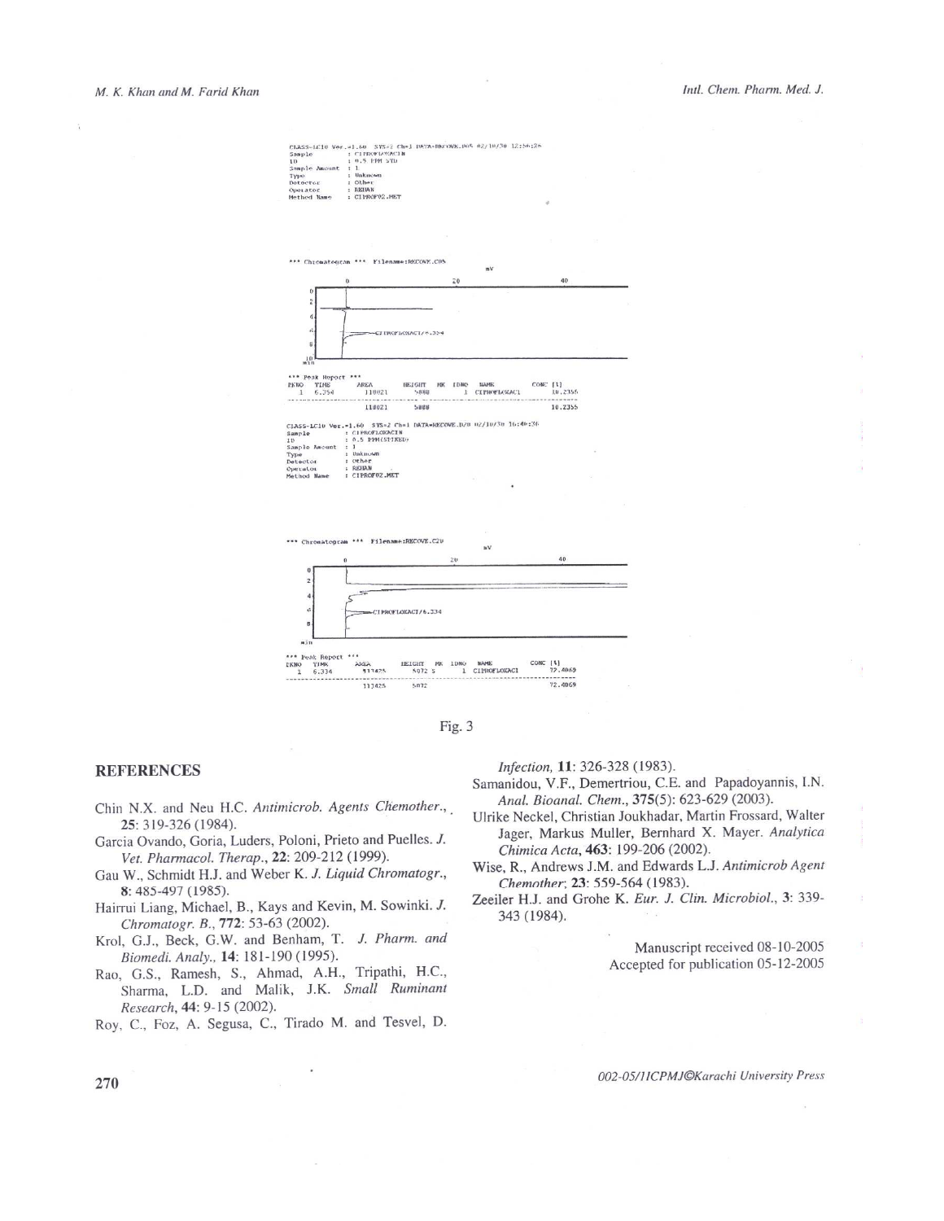```
CLASS-LC10 Ver.=1.60  SYS=2 Ch=1 DATA=RECOVE.D05 02/10/30 12:56:26
Sample          : CIPROFLOXACIN
ID              : 0.5 PPM STD
Sample Amount   : 1
Type            : Unknown
Detector        : Other
Operator        : REHAN
Method Name     : CIPROF02.MET
```

*** Chromatogram *** Filename:RECOVE.C05

mV

0 20 40

0 2 4 6 8 10

min

CIPROFLOXACI/6.354

```
*** Peak Report ***
PKNO  TIME    AREA     HEIGHT  MK  IDNO  NAME          CONC [1]
1     6.354   110021   5888        1     CIPROFLOXACI  10.2355
------------------------------------------------------------------
              110021   5888                            10.2355
```

```
CLASS-LC10 Ver.=1.60  SYS=2 Ch=1 DATA=RECOVE.D20 02/10/30 16:48:36
Sample          : CIPROFLOXACIN
ID              : 0.5 PPM(SPIKED)
Sample Amount   : 1
Type            : Unknown
Detector        : Other
Operator        : REHAN
Method Name     : CIPROF02.MET
```

*** Chromatogram *** Filename:RECOVE.C20

mV

0 20 40

0 2 4 6 8

min

CIPROFLOXACI/6.334

```
*** Peak Report ***
PKNO  TIME    AREA     HEIGHT  MK  IDNO  NAME          CONC [%]
1     6.334   113425   5072 S      1     CIPROFLOXACI  72.4069
------------------------------------------------------------------
              113425   5072                            72.4069
```

Fig. 3

## REFERENCES

Chin N.X. and Neu H.C. *Antimicrob. Agents Chemother.*, **25**: 319-326 (1984).

Garcia Ovando, Goria, Luders, Poloni, Prieto and Puelles. *J. Vet. Pharmacol. Therap.*, **22**: 209-212 (1999).

Gau W., Schmidt H.J. and Weber K. *J. Liquid Chromatogr.*, **8**: 485-497 (1985).

Hairrui Liang, Michael, B., Kays and Kevin, M. Sowinki. *J. Chromatogr. B.*, **772**: 53-63 (2002).

Krol, G.J., Beck, G.W. and Benham, T. *J. Pharm. and Biomedi. Analy.*, **14**: 181-190 (1995).

Rao, G.S., Ramesh, S., Ahmad, A.H., Tripathi, H.C., Sharma, L.D. and Malik, J.K. *Small Ruminant Research*, **44**: 9-15 (2002).

Roy, C., Foz, A. Segusa, C., Tirado M. and Tesvel, D. *Infection*, **11**: 326-328 (1983).

Samanidou, V.F., Demertriou, C.E. and Papadoyannis, I.N. *Anal. Bioanal. Chem.*, **375**(5): 623-629 (2003).

Ulrike Neckel, Christian Joukhadar, Martin Frossard, Walter Jager, Markus Muller, Bernhard X. Mayer. *Analytica Chimica Acta*, **463**: 199-206 (2002).

Wise, R., Andrews J.M. and Edwards L.J. *Antimicrob Agent Chemother*, **23**: 559-564 (1983).

Zeeiler H.J. and Grohe K. *Eur. J. Clin. Microbiol.*, **3**: 339-343 (1984).

Manuscript received 08-10-2005
Accepted for publication 05-12-2005